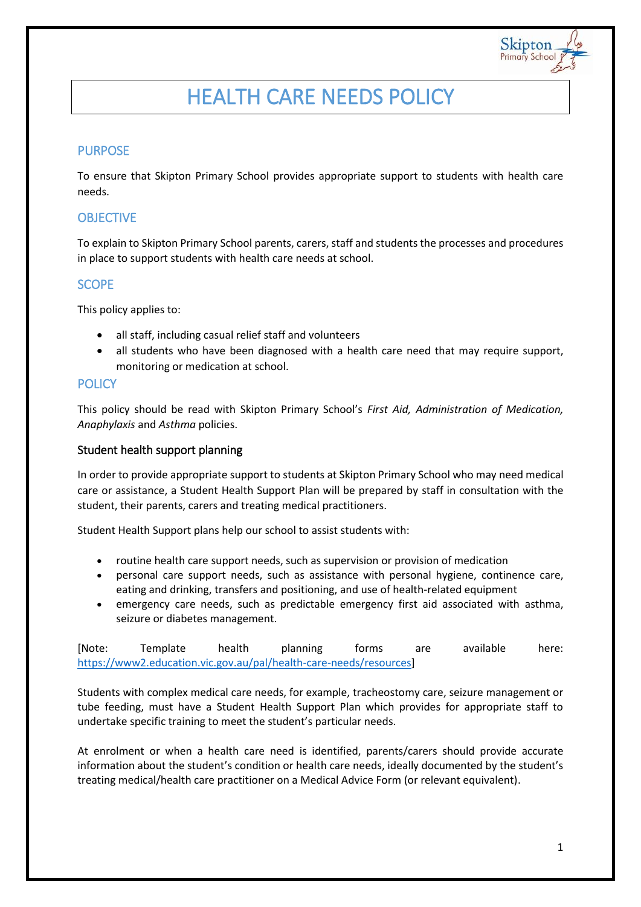# HEALTH CARE NEEDS POLICY

## PURPOSE

To ensure that Skipton Primary School provides appropriate support to students with health care needs.

## OBJECTIVE

To explain to Skipton Primary School parents, carers, staff and students the processes and procedures in place to support students with health care needs at school.

## SCOPE

This policy applies to:

- all staff, including casual relief staff and volunteers
- all students who have been diagnosed with a health care need that may require support, monitoring or medication at school.

## POLICY

This policy should be read with Skipton Primary School's *First Aid, Administration of Medication, Anaphylaxis* and *Asthma* policies.

### Student health support planning

In order to provide appropriate support to students at Skipton Primary School who may need medical care or assistance, a Student Health Support Plan will be prepared by staff in consultation with the student, their parents, carers and treating medical practitioners.

Student Health Support plans help our school to assist students with:

- routine health care support needs, such as supervision or provision of medication
- personal care support needs, such as assistance with personal hygiene, continence care, eating and drinking, transfers and positioning, and use of health-related equipment
- emergency care needs, such as predictable emergency first aid associated with asthma, seizure or diabetes management.

[Note: Template health planning forms are available here: https://www2.education.vic.gov.au/pal/health-care-needs/resources]

Students with complex medical care needs, for example, tracheostomy care, seizure management or tube feeding, must have a Student Health Support Plan which provides for appropriate staff to undertake specific training to meet the student's particular needs.

At enrolment or when a health care need is identified, parents/carers should provide accurate information about the student's condition or health care needs, ideally documented by the student's treating medical/health care practitioner on a Medical Advice Form (or relevant equivalent).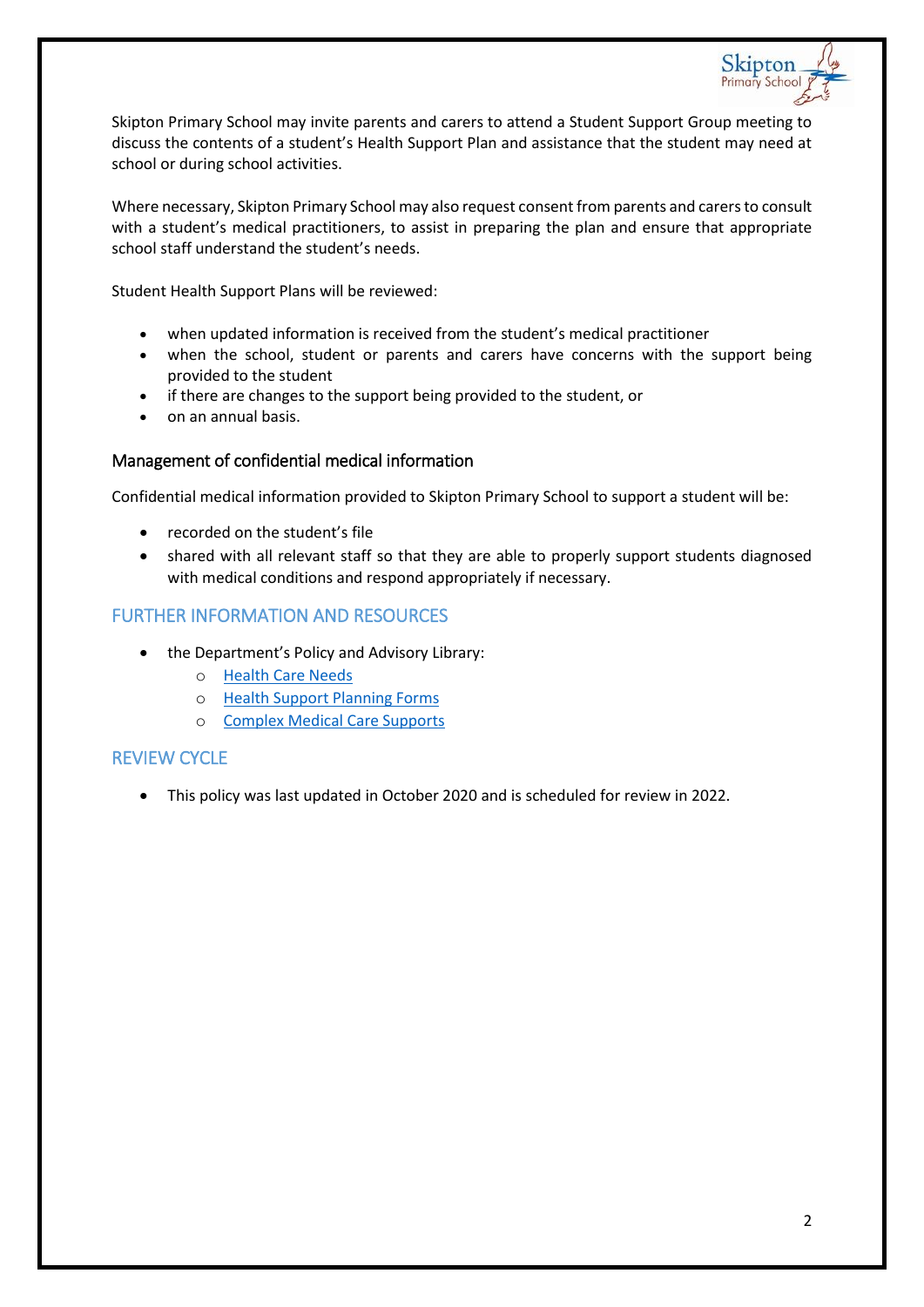Skipton Primary School may invite parents and carers to attend a Student Support Group meeting to discuss the contents of a student's Health Support Plan and assistance that the student may need at school or during school activities.

Where necessary, Skipton Primary School may also request consent from parents and carers to consult with a student's medical practitioners, to assist in preparing the plan and ensure that appropriate school staff understand the student's needs.

Student Health Support Plans will be reviewed:

- when updated information is received from the student's medical practitioner
- when the school, student or parents and carers have concerns with the support being provided to the student
- if there are changes to the support being provided to the student, or
- on an annual basis.

### Management of confidential medical information

Confidential medical information provided to Skipton Primary School to support a student will be:

- recorded on the student's file
- shared with all relevant staff so that they are able to properly support students diagnosed with medical conditions and respond appropriately if necessary.

## FURTHER INFORMATION AND RESOURCES

- the Department's Policy and Advisory Library:
  - Health Care Needs
  - Health Support Planning Forms
  - Complex Medical Care Supports

## REVIEW CYCLE

- This policy was last updated in October 2020 and is scheduled for review in 2022.